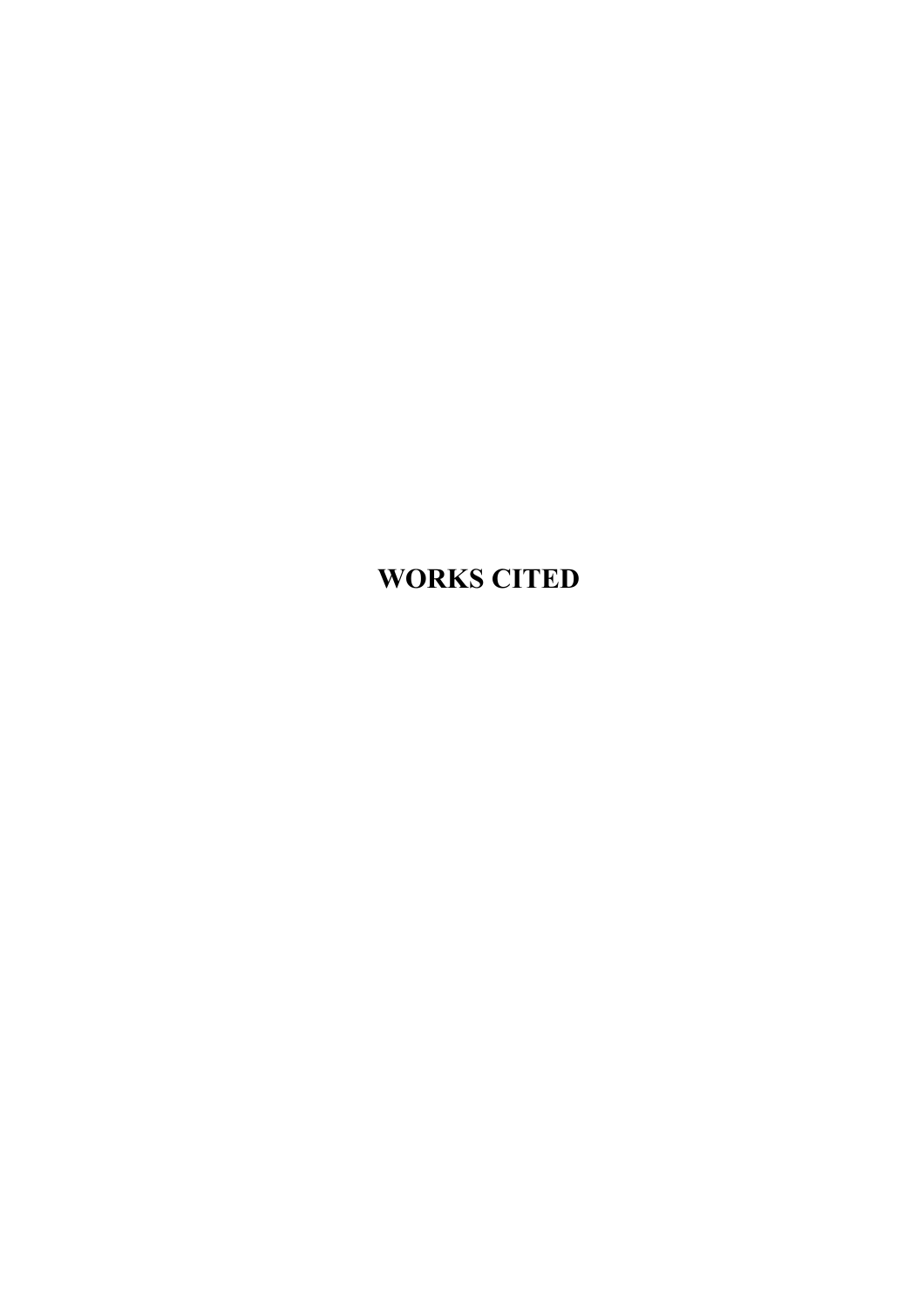# WORKS CITED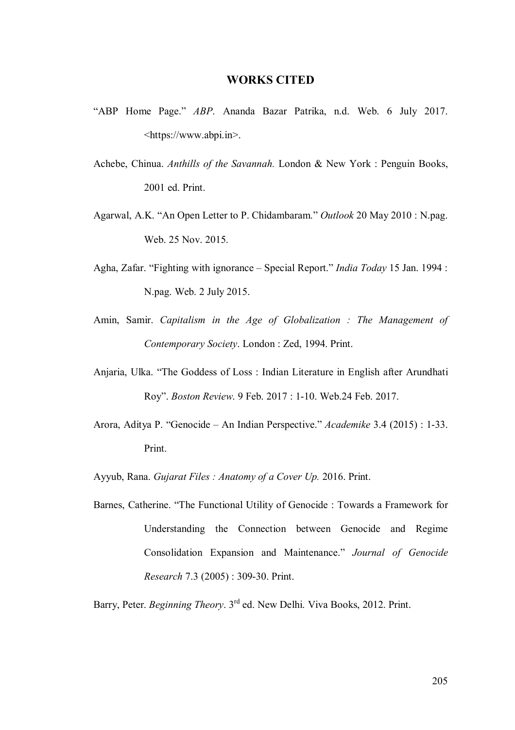# WORKS CITED

"ABP Home Page." *ABP*. Ananda Bazar Patrika, n.d. Web. 6 July 2017. <https://www.abpi.in>.

Achebe, Chinua. *Anthills of the Savannah.* London & New York : Penguin Books, 2001 ed. Print.

Agarwal, A.K. "An Open Letter to P. Chidambaram." *Outlook* 20 May 2010 : N.pag. Web. 25 Nov. 2015.

Agha, Zafar. "Fighting with ignorance – Special Report." *India Today* 15 Jan. 1994 : N.pag. Web. 2 July 2015.

Amin, Samir. *Capitalism in the Age of Globalization : The Management of Contemporary Society*. London : Zed, 1994. Print.

Anjaria, Ulka. "The Goddess of Loss : Indian Literature in English after Arundhati Roy". *Boston Review*. 9 Feb. 2017 : 1-10. Web.24 Feb. 2017.

Arora, Aditya P. "Genocide – An Indian Perspective." *Academike* 3.4 (2015) : 1-33. Print.

Ayyub, Rana. *Gujarat Files : Anatomy of a Cover Up.* 2016. Print.

Barnes, Catherine. "The Functional Utility of Genocide : Towards a Framework for Understanding the Connection between Genocide and Regime Consolidation Expansion and Maintenance." *Journal of Genocide Research* 7.3 (2005) : 309-30. Print.

Barry, Peter. *Beginning Theory*. 3rd ed. New Delhi. Viva Books, 2012. Print.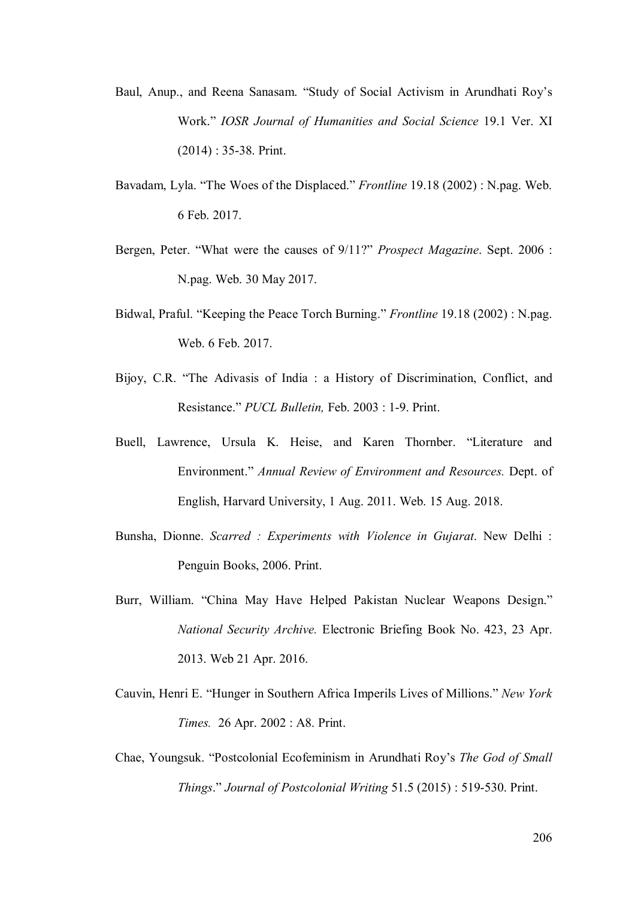Baul, Anup., and Reena Sanasam. "Study of Social Activism in Arundhati Roy's Work." *IOSR Journal of Humanities and Social Science* 19.1 Ver. XI (2014) : 35-38. Print.

Bavadam, Lyla. "The Woes of the Displaced." *Frontline* 19.18 (2002) : N.pag. Web. 6 Feb. 2017.

Bergen, Peter. "What were the causes of 9/11?" *Prospect Magazine*. Sept. 2006 : N.pag. Web. 30 May 2017.

Bidwal, Praful. "Keeping the Peace Torch Burning." *Frontline* 19.18 (2002) : N.pag. Web. 6 Feb. 2017.

Bijoy, C.R. "The Adivasis of India : a History of Discrimination, Conflict, and Resistance." *PUCL Bulletin,* Feb. 2003 : 1-9. Print.

Buell, Lawrence, Ursula K. Heise, and Karen Thornber. "Literature and Environment." *Annual Review of Environment and Resources.* Dept. of English, Harvard University, 1 Aug. 2011. Web. 15 Aug. 2018.

Bunsha, Dionne. *Scarred : Experiments with Violence in Gujarat*. New Delhi : Penguin Books, 2006. Print.

Burr, William. "China May Have Helped Pakistan Nuclear Weapons Design." *National Security Archive.* Electronic Briefing Book No. 423, 23 Apr. 2013. Web 21 Apr. 2016.

Cauvin, Henri E. "Hunger in Southern Africa Imperils Lives of Millions." *New York Times.* 26 Apr. 2002 : A8. Print.

Chae, Youngsuk. "Postcolonial Ecofeminism in Arundhati Roy's *The God of Small Things*." *Journal of Postcolonial Writing* 51.5 (2015) : 519-530. Print.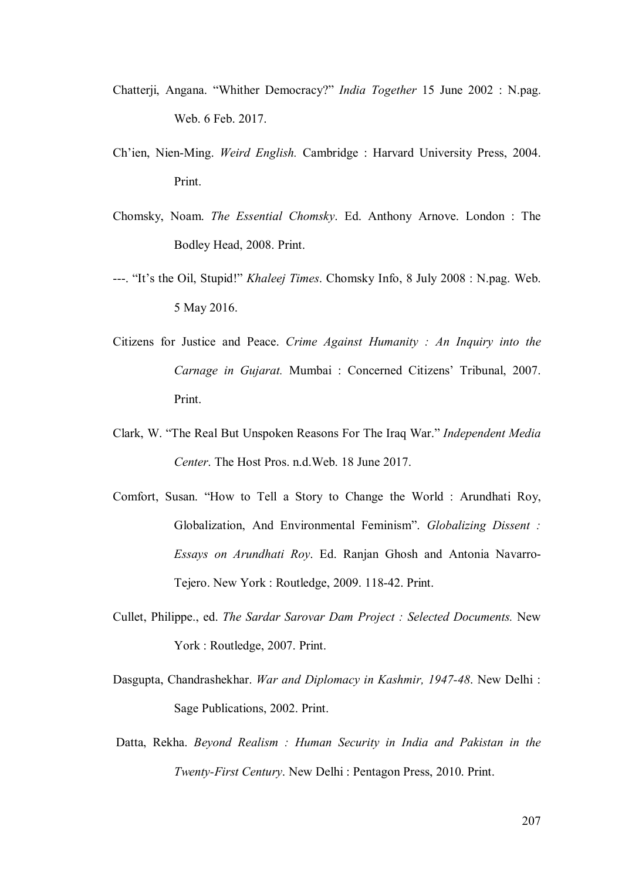Chatterji, Angana. "Whither Democracy?" *India Together* 15 June 2002 : N.pag. Web. 6 Feb. 2017.

Ch'ien, Nien-Ming. *Weird English.* Cambridge : Harvard University Press, 2004. Print.

Chomsky, Noam. *The Essential Chomsky*. Ed. Anthony Arnove. London : The Bodley Head, 2008. Print.

---. "It's the Oil, Stupid!" *Khaleej Times*. Chomsky Info, 8 July 2008 : N.pag. Web. 5 May 2016.

Citizens for Justice and Peace. *Crime Against Humanity : An Inquiry into the Carnage in Gujarat.* Mumbai : Concerned Citizens' Tribunal, 2007. Print.

Clark, W. "The Real But Unspoken Reasons For The Iraq War." *Independent Media Center*. The Host Pros. n.d.Web. 18 June 2017.

Comfort, Susan. "How to Tell a Story to Change the World : Arundhati Roy, Globalization, And Environmental Feminism". *Globalizing Dissent : Essays on Arundhati Roy*. Ed. Ranjan Ghosh and Antonia Navarro-Tejero. New York : Routledge, 2009. 118-42. Print.

Cullet, Philippe., ed. *The Sardar Sarovar Dam Project : Selected Documents.* New York : Routledge, 2007. Print.

Dasgupta, Chandrashekhar. *War and Diplomacy in Kashmir, 1947-48*. New Delhi : Sage Publications, 2002. Print.

Datta, Rekha. *Beyond Realism : Human Security in India and Pakistan in the Twenty-First Century*. New Delhi : Pentagon Press, 2010. Print.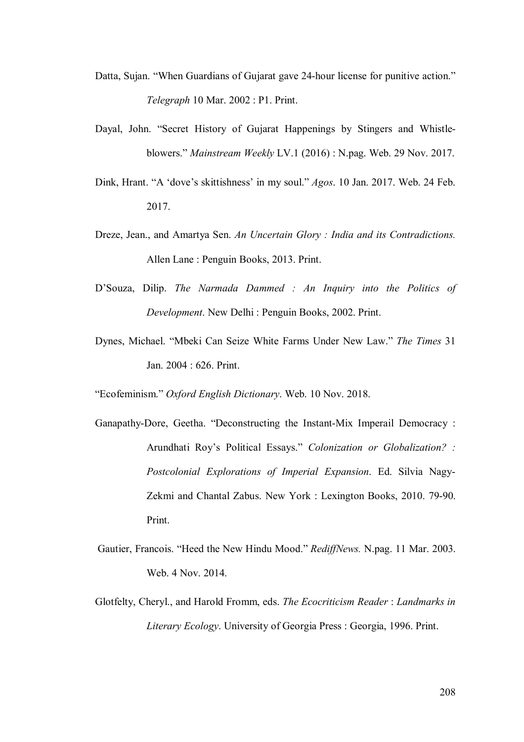Datta, Sujan. “When Guardians of Gujarat gave 24-hour license for punitive action.” *Telegraph* 10 Mar. 2002 : P1. Print.

Dayal, John. “Secret History of Gujarat Happenings by Stingers and Whistle-blowers.” *Mainstream Weekly* LV.1 (2016) : N.pag. Web. 29 Nov. 2017.

Dink, Hrant. “A ‘dove’s skittishness’ in my soul.” *Agos*. 10 Jan. 2017. Web. 24 Feb. 2017.

Dreze, Jean., and Amartya Sen. *An Uncertain Glory : India and its Contradictions.* Allen Lane : Penguin Books, 2013. Print.

D’Souza, Dilip. *The Narmada Dammed : An Inquiry into the Politics of Development*. New Delhi : Penguin Books, 2002. Print.

Dynes, Michael. “Mbeki Can Seize White Farms Under New Law.” *The Times* 31 Jan. 2004 : 626. Print.

“Ecofeminism.” *Oxford English Dictionary*. Web. 10 Nov. 2018.

Ganapathy-Dore, Geetha. “Deconstructing the Instant-Mix Imperail Democracy : Arundhati Roy’s Political Essays.” *Colonization or Globalization? : Postcolonial Explorations of Imperial Expansion*. Ed. Silvia Nagy-Zekmi and Chantal Zabus. New York : Lexington Books, 2010. 79-90. Print.

Gautier, Francois. “Heed the New Hindu Mood.” *RediffNews.* N.pag. 11 Mar. 2003. Web. 4 Nov. 2014.

Glotfelty, Cheryl., and Harold Fromm, eds. *The Ecocriticism Reader* : *Landmarks in Literary Ecology*. University of Georgia Press : Georgia, 1996. Print.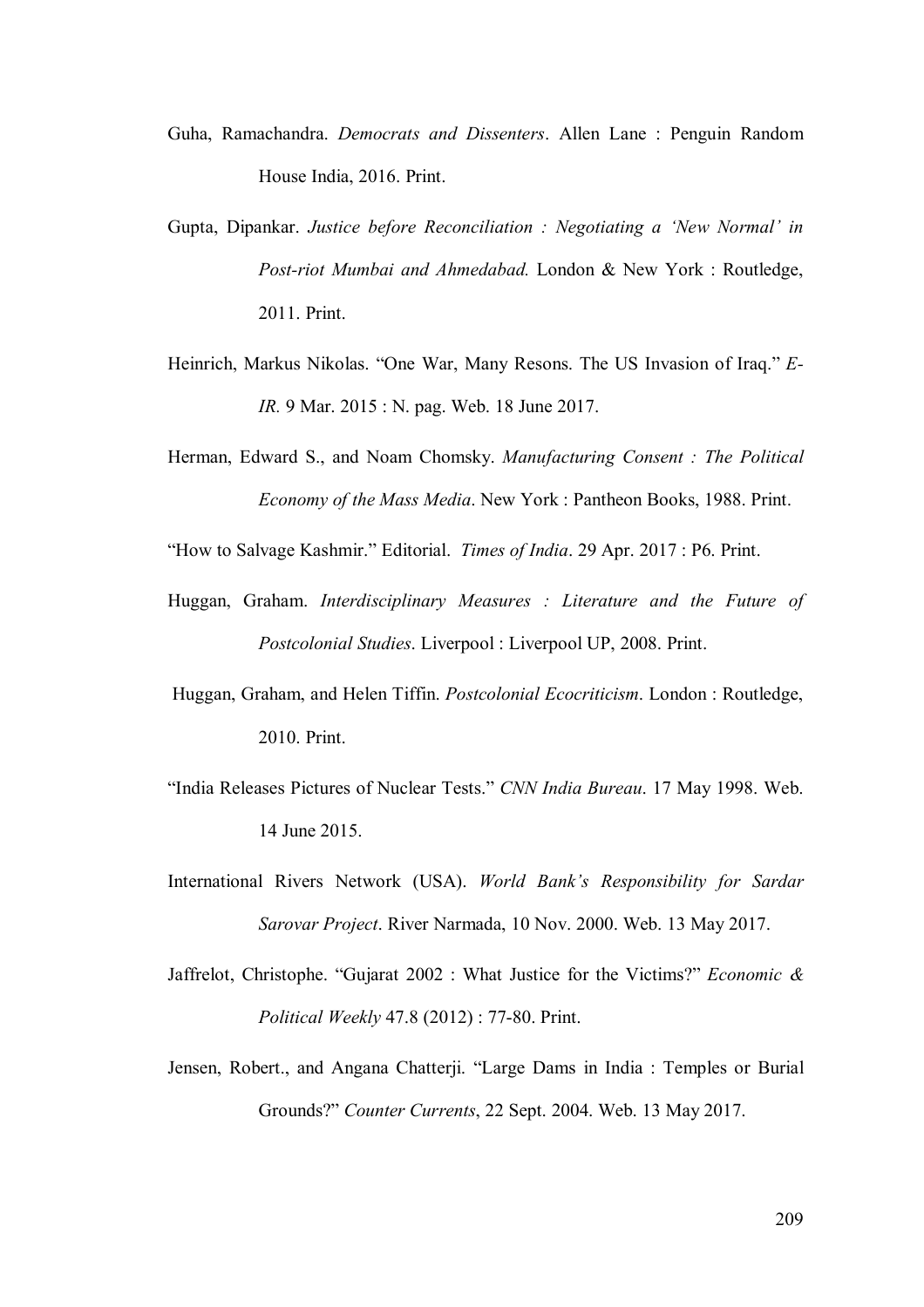Guha, Ramachandra. *Democrats and Dissenters*. Allen Lane : Penguin Random House India, 2016. Print.

Gupta, Dipankar. *Justice before Reconciliation : Negotiating a 'New Normal' in Post-riot Mumbai and Ahmedabad.* London & New York : Routledge, 2011. Print.

Heinrich, Markus Nikolas. "One War, Many Resons. The US Invasion of Iraq." *E-IR.* 9 Mar. 2015 : N. pag. Web. 18 June 2017.

Herman, Edward S., and Noam Chomsky. *Manufacturing Consent : The Political Economy of the Mass Media*. New York : Pantheon Books, 1988. Print.

"How to Salvage Kashmir." Editorial. *Times of India*. 29 Apr. 2017 : P6. Print.

Huggan, Graham. *Interdisciplinary Measures : Literature and the Future of Postcolonial Studies*. Liverpool : Liverpool UP, 2008. Print.

Huggan, Graham, and Helen Tiffin. *Postcolonial Ecocriticism*. London : Routledge, 2010. Print.

"India Releases Pictures of Nuclear Tests." *CNN India Bureau.* 17 May 1998. Web. 14 June 2015.

International Rivers Network (USA). *World Bank's Responsibility for Sardar Sarovar Project*. River Narmada, 10 Nov. 2000. Web. 13 May 2017.

Jaffrelot, Christophe. "Gujarat 2002 : What Justice for the Victims?" *Economic & Political Weekly* 47.8 (2012) : 77-80. Print.

Jensen, Robert., and Angana Chatterji. "Large Dams in India : Temples or Burial Grounds?" *Counter Currents*, 22 Sept. 2004. Web. 13 May 2017.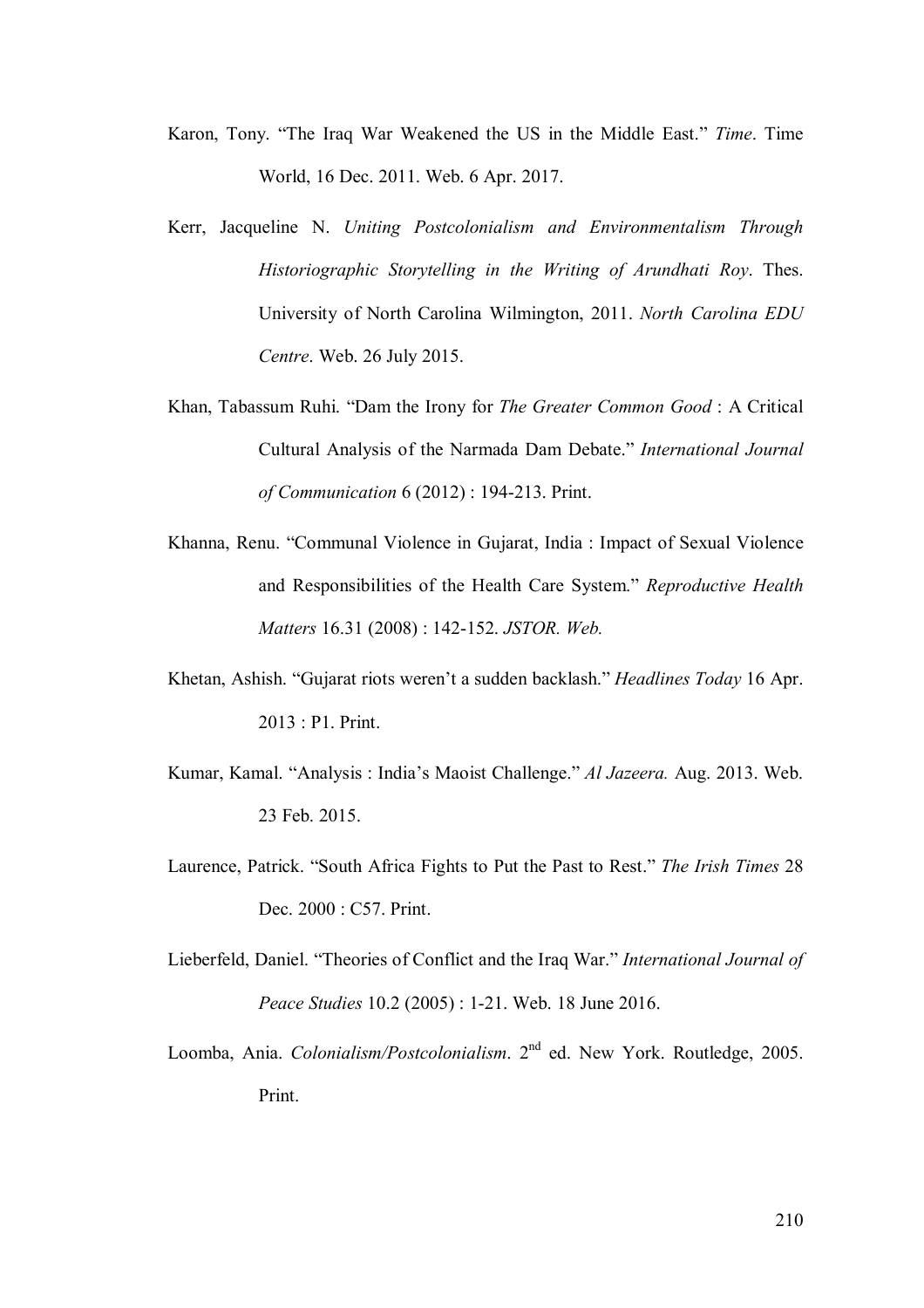Karon, Tony. “The Iraq War Weakened the US in the Middle East.” *Time*. Time World, 16 Dec. 2011. Web. 6 Apr. 2017.

Kerr, Jacqueline N. *Uniting Postcolonialism and Environmentalism Through Historiographic Storytelling in the Writing of Arundhati Roy*. Thes. University of North Carolina Wilmington, 2011. *North Carolina EDU Centre*. Web. 26 July 2015.

Khan, Tabassum Ruhi. “Dam the Irony for *The Greater Common Good* : A Critical Cultural Analysis of the Narmada Dam Debate.” *International Journal of Communication* 6 (2012) : 194-213. Print.

Khanna, Renu. “Communal Violence in Gujarat, India : Impact of Sexual Violence and Responsibilities of the Health Care System.” *Reproductive Health Matters* 16.31 (2008) : 142-152. *JSTOR. Web.*

Khetan, Ashish. “Gujarat riots weren’t a sudden backlash.” *Headlines Today* 16 Apr. 2013 : P1. Print.

Kumar, Kamal. “Analysis : India’s Maoist Challenge.” *Al Jazeera.* Aug. 2013. Web. 23 Feb. 2015.

Laurence, Patrick. “South Africa Fights to Put the Past to Rest.” *The Irish Times* 28 Dec. 2000 : C57. Print.

Lieberfeld, Daniel. “Theories of Conflict and the Iraq War.” *International Journal of Peace Studies* 10.2 (2005) : 1-21. Web. 18 June 2016.

Loomba, Ania. *Colonialism/Postcolonialism*. 2nd ed. New York. Routledge, 2005. Print.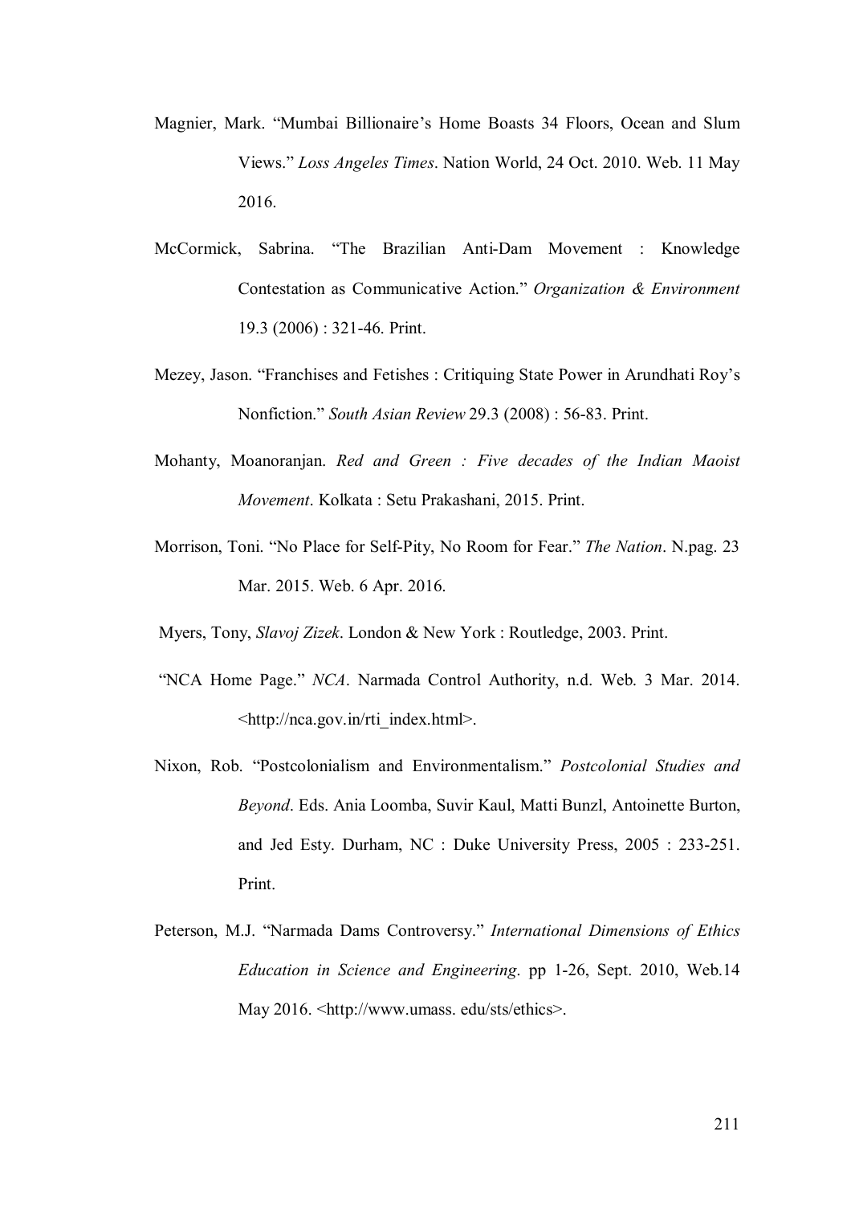Magnier, Mark. "Mumbai Billionaire's Home Boasts 34 Floors, Ocean and Slum Views." *Loss Angeles Times*. Nation World, 24 Oct. 2010. Web. 11 May 2016.

McCormick, Sabrina. "The Brazilian Anti-Dam Movement : Knowledge Contestation as Communicative Action." *Organization & Environment* 19.3 (2006) : 321-46. Print.

Mezey, Jason. "Franchises and Fetishes : Critiquing State Power in Arundhati Roy's Nonfiction." *South Asian Review* 29.3 (2008) : 56-83. Print.

Mohanty, Moanoranjan. *Red and Green : Five decades of the Indian Maoist Movement*. Kolkata : Setu Prakashani, 2015. Print.

Morrison, Toni. "No Place for Self-Pity, No Room for Fear." *The Nation*. N.pag. 23 Mar. 2015. Web. 6 Apr. 2016.

Myers, Tony, *Slavoj Zizek*. London & New York : Routledge, 2003. Print.

"NCA Home Page." *NCA*. Narmada Control Authority, n.d. Web. 3 Mar. 2014. <http://nca.gov.in/rti_index.html>.

Nixon, Rob. "Postcolonialism and Environmentalism." *Postcolonial Studies and Beyond*. Eds. Ania Loomba, Suvir Kaul, Matti Bunzl, Antoinette Burton, and Jed Esty. Durham, NC : Duke University Press, 2005 : 233-251. Print.

Peterson, M.J. "Narmada Dams Controversy." *International Dimensions of Ethics Education in Science and Engineering*. pp 1-26, Sept. 2010, Web.14 May 2016. <http://www.umass. edu/sts/ethics>.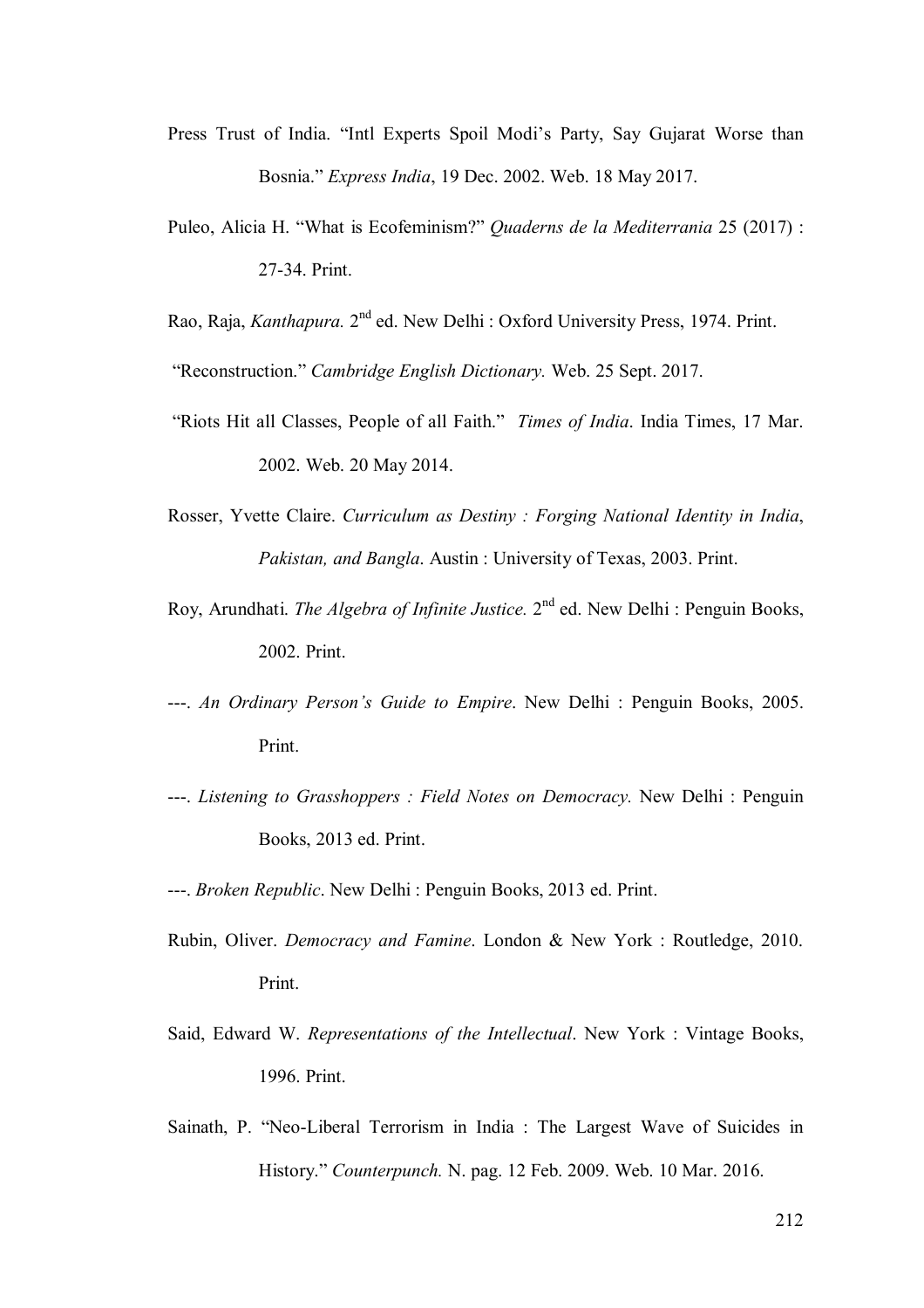Press Trust of India. “Intl Experts Spoil Modi’s Party, Say Gujarat Worse than Bosnia.” *Express India*, 19 Dec. 2002. Web. 18 May 2017.

Puleo, Alicia H. “What is Ecofeminism?” *Quaderns de la Mediterrania* 25 (2017) : 27-34. Print.

Rao, Raja, *Kanthapura.* 2nd ed. New Delhi : Oxford University Press, 1974. Print.

“Reconstruction.” *Cambridge English Dictionary.* Web. 25 Sept. 2017.

“Riots Hit all Classes, People of all Faith.” *Times of India*. India Times, 17 Mar. 2002. Web. 20 May 2014.

Rosser, Yvette Claire. *Curriculum as Destiny : Forging National Identity in India, Pakistan, and Bangla*. Austin : University of Texas, 2003. Print.

Roy, Arundhati. *The Algebra of Infinite Justice.* 2nd ed. New Delhi : Penguin Books, 2002. Print.

---. *An Ordinary Person’s Guide to Empire*. New Delhi : Penguin Books, 2005. Print.

---. *Listening to Grasshoppers : Field Notes on Democracy.* New Delhi : Penguin Books, 2013 ed. Print.

---. *Broken Republic*. New Delhi : Penguin Books, 2013 ed. Print.

Rubin, Oliver. *Democracy and Famine*. London & New York : Routledge, 2010. Print.

Said, Edward W. *Representations of the Intellectual*. New York : Vintage Books, 1996. Print.

Sainath, P. “Neo-Liberal Terrorism in India : The Largest Wave of Suicides in History.” *Counterpunch.* N. pag. 12 Feb. 2009. Web. 10 Mar. 2016.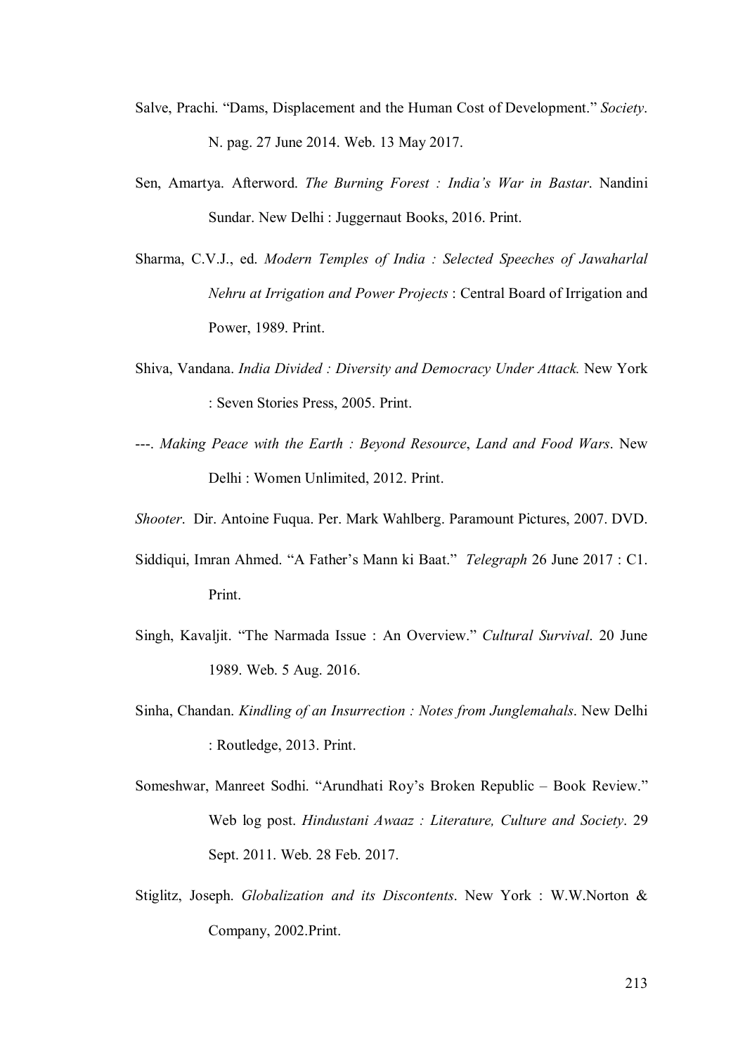Salve, Prachi. “Dams, Displacement and the Human Cost of Development.” *Society*. N. pag. 27 June 2014. Web. 13 May 2017.

Sen, Amartya. Afterword. *The Burning Forest : India’s War in Bastar*. Nandini Sundar. New Delhi : Juggernaut Books, 2016. Print.

Sharma, C.V.J., ed. *Modern Temples of India : Selected Speeches of Jawaharlal Nehru at Irrigation and Power Projects* : Central Board of Irrigation and Power, 1989. Print.

Shiva, Vandana. *India Divided : Diversity and Democracy Under Attack.* New York : Seven Stories Press, 2005. Print.

---. *Making Peace with the Earth : Beyond Resource*, *Land and Food Wars*. New Delhi : Women Unlimited, 2012. Print.

*Shooter*. Dir. Antoine Fuqua. Per. Mark Wahlberg. Paramount Pictures, 2007. DVD.

Siddiqui, Imran Ahmed. “A Father’s Mann ki Baat.” *Telegraph* 26 June 2017 : C1. Print.

Singh, Kavaljit. “The Narmada Issue : An Overview.” *Cultural Survival*. 20 June 1989. Web. 5 Aug. 2016.

Sinha, Chandan. *Kindling of an Insurrection : Notes from Junglemahals*. New Delhi : Routledge, 2013. Print.

Someshwar, Manreet Sodhi. “Arundhati Roy’s Broken Republic – Book Review.” Web log post. *Hindustani Awaaz : Literature, Culture and Society*. 29 Sept. 2011. Web. 28 Feb. 2017.

Stiglitz, Joseph. *Globalization and its Discontents*. New York : W.W.Norton & Company, 2002.Print.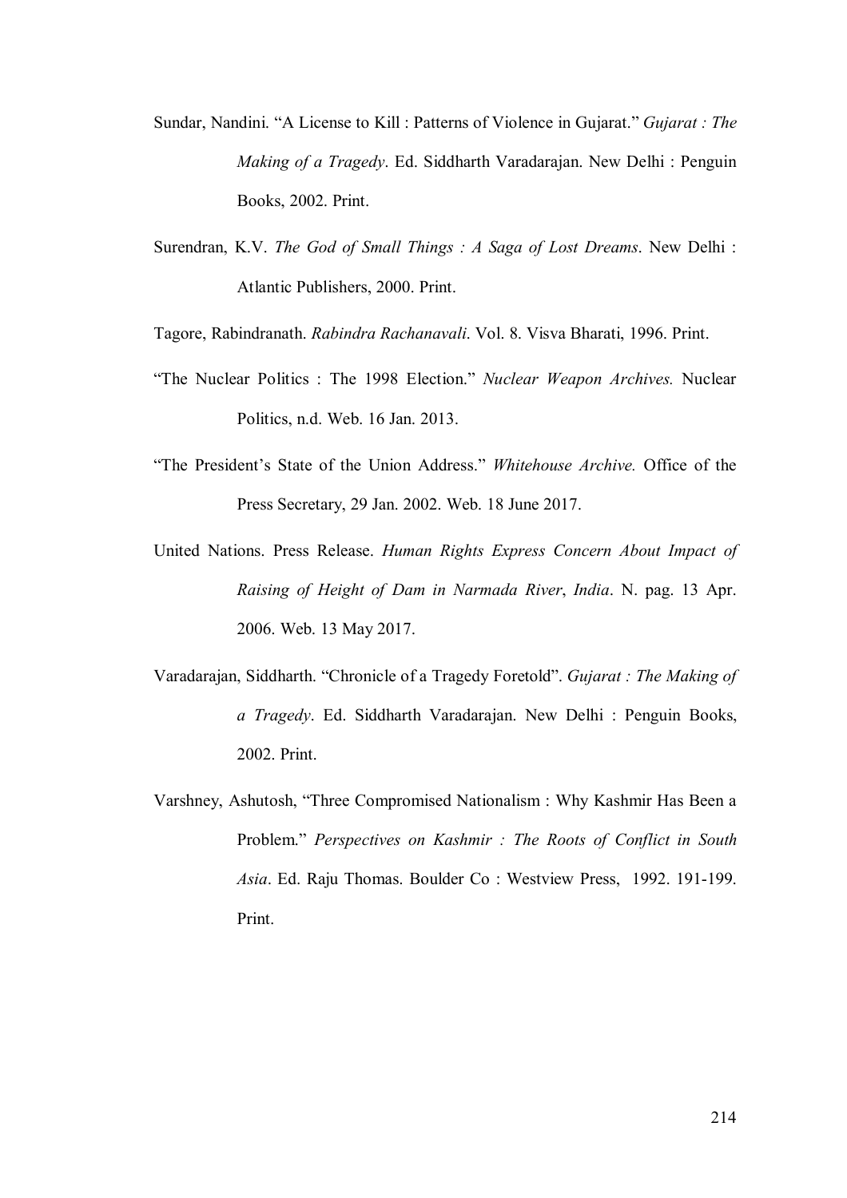Sundar, Nandini. "A License to Kill : Patterns of Violence in Gujarat." *Gujarat : The Making of a Tragedy*. Ed. Siddharth Varadarajan. New Delhi : Penguin Books, 2002. Print.

Surendran, K.V. *The God of Small Things : A Saga of Lost Dreams*. New Delhi : Atlantic Publishers, 2000. Print.

Tagore, Rabindranath. *Rabindra Rachanavali*. Vol. 8. Visva Bharati, 1996. Print.

"The Nuclear Politics : The 1998 Election." *Nuclear Weapon Archives.* Nuclear Politics, n.d. Web. 16 Jan. 2013.

"The President's State of the Union Address." *Whitehouse Archive.* Office of the Press Secretary, 29 Jan. 2002. Web. 18 June 2017.

United Nations. Press Release. *Human Rights Express Concern About Impact of Raising of Height of Dam in Narmada River*, *India*. N. pag. 13 Apr. 2006. Web. 13 May 2017.

Varadarajan, Siddharth. "Chronicle of a Tragedy Foretold". *Gujarat : The Making of a Tragedy*. Ed. Siddharth Varadarajan. New Delhi : Penguin Books, 2002. Print.

Varshney, Ashutosh, "Three Compromised Nationalism : Why Kashmir Has Been a Problem." *Perspectives on Kashmir : The Roots of Conflict in South Asia*. Ed. Raju Thomas. Boulder Co : Westview Press, 1992. 191-199. Print.